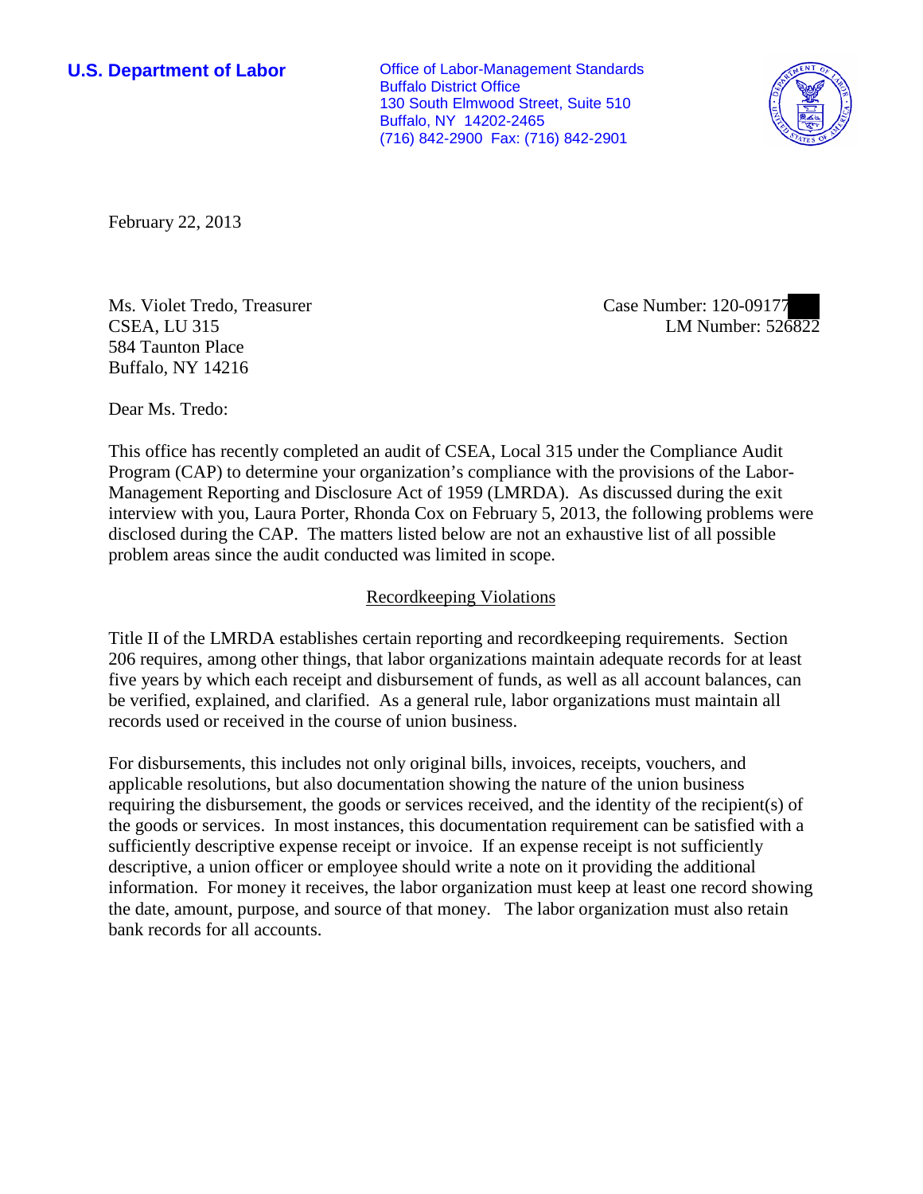**U.S. Department of Labor**

Office of Labor-Management Standards
Buffalo District Office
130 South Elmwood Street, Suite 510
Buffalo, NY 14202-2465
(716) 842-2900 Fax: (716) 842-2901

February 22, 2013

Ms. Violet Tredo, Treasurer
CSEA, LU 315
584 Taunton Place
Buffalo, NY 14216

Case Number: 120-09177
LM Number: 526822

Dear Ms. Tredo:

This office has recently completed an audit of CSEA, Local 315 under the Compliance Audit Program (CAP) to determine your organization's compliance with the provisions of the Labor-Management Reporting and Disclosure Act of 1959 (LMRDA). As discussed during the exit interview with you, Laura Porter, Rhonda Cox on February 5, 2013, the following problems were disclosed during the CAP. The matters listed below are not an exhaustive list of all possible problem areas since the audit conducted was limited in scope.

## Recordkeeping Violations

Title II of the LMRDA establishes certain reporting and recordkeeping requirements. Section 206 requires, among other things, that labor organizations maintain adequate records for at least five years by which each receipt and disbursement of funds, as well as all account balances, can be verified, explained, and clarified. As a general rule, labor organizations must maintain all records used or received in the course of union business.

For disbursements, this includes not only original bills, invoices, receipts, vouchers, and applicable resolutions, but also documentation showing the nature of the union business requiring the disbursement, the goods or services received, and the identity of the recipient(s) of the goods or services. In most instances, this documentation requirement can be satisfied with a sufficiently descriptive expense receipt or invoice. If an expense receipt is not sufficiently descriptive, a union officer or employee should write a note on it providing the additional information. For money it receives, the labor organization must keep at least one record showing the date, amount, purpose, and source of that money. The labor organization must also retain bank records for all accounts.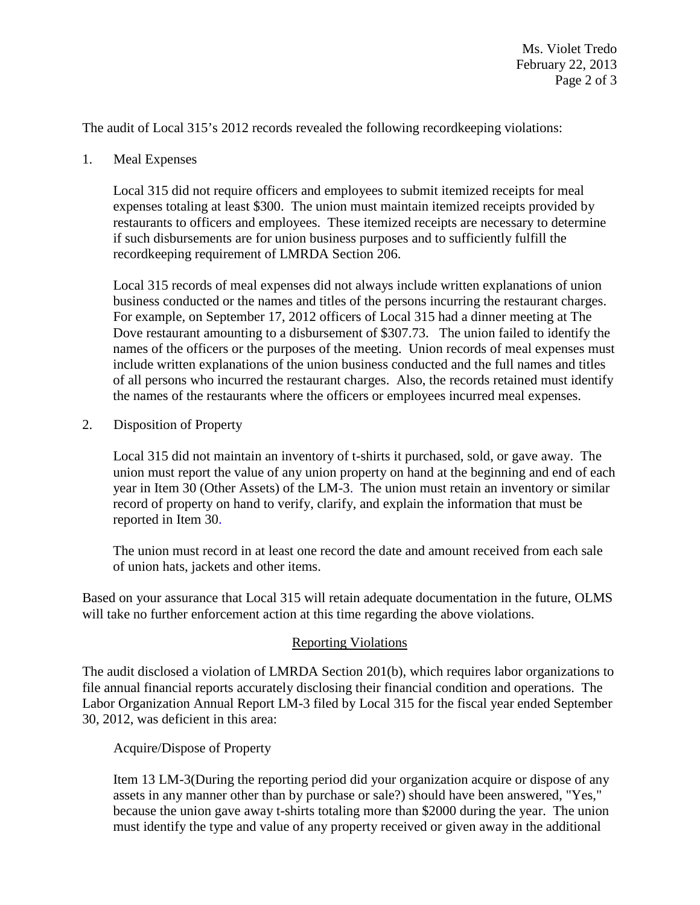The audit of Local 315's 2012 records revealed the following recordkeeping violations:

1. Meal Expenses

   Local 315 did not require officers and employees to submit itemized receipts for meal expenses totaling at least $300. The union must maintain itemized receipts provided by restaurants to officers and employees. These itemized receipts are necessary to determine if such disbursements are for union business purposes and to sufficiently fulfill the recordkeeping requirement of LMRDA Section 206.

   Local 315 records of meal expenses did not always include written explanations of union business conducted or the names and titles of the persons incurring the restaurant charges. For example, on September 17, 2012 officers of Local 315 had a dinner meeting at The Dove restaurant amounting to a disbursement of $307.73. The union failed to identify the names of the officers or the purposes of the meeting. Union records of meal expenses must include written explanations of the union business conducted and the full names and titles of all persons who incurred the restaurant charges. Also, the records retained must identify the names of the restaurants where the officers or employees incurred meal expenses.

2. Disposition of Property

   Local 315 did not maintain an inventory of t-shirts it purchased, sold, or gave away. The union must report the value of any union property on hand at the beginning and end of each year in Item 30 (Other Assets) of the LM-3. The union must retain an inventory or similar record of property on hand to verify, clarify, and explain the information that must be reported in Item 30.

   The union must record in at least one record the date and amount received from each sale of union hats, jackets and other items.

Based on your assurance that Local 315 will retain adequate documentation in the future, OLMS will take no further enforcement action at this time regarding the above violations.

## Reporting Violations

The audit disclosed a violation of LMRDA Section 201(b), which requires labor organizations to file annual financial reports accurately disclosing their financial condition and operations. The Labor Organization Annual Report LM-3 filed by Local 315 for the fiscal year ended September 30, 2012, was deficient in this area:

Acquire/Dispose of Property

Item 13 LM-3(During the reporting period did your organization acquire or dispose of any assets in any manner other than by purchase or sale?) should have been answered, "Yes," because the union gave away t-shirts totaling more than $2000 during the year. The union must identify the type and value of any property received or given away in the additional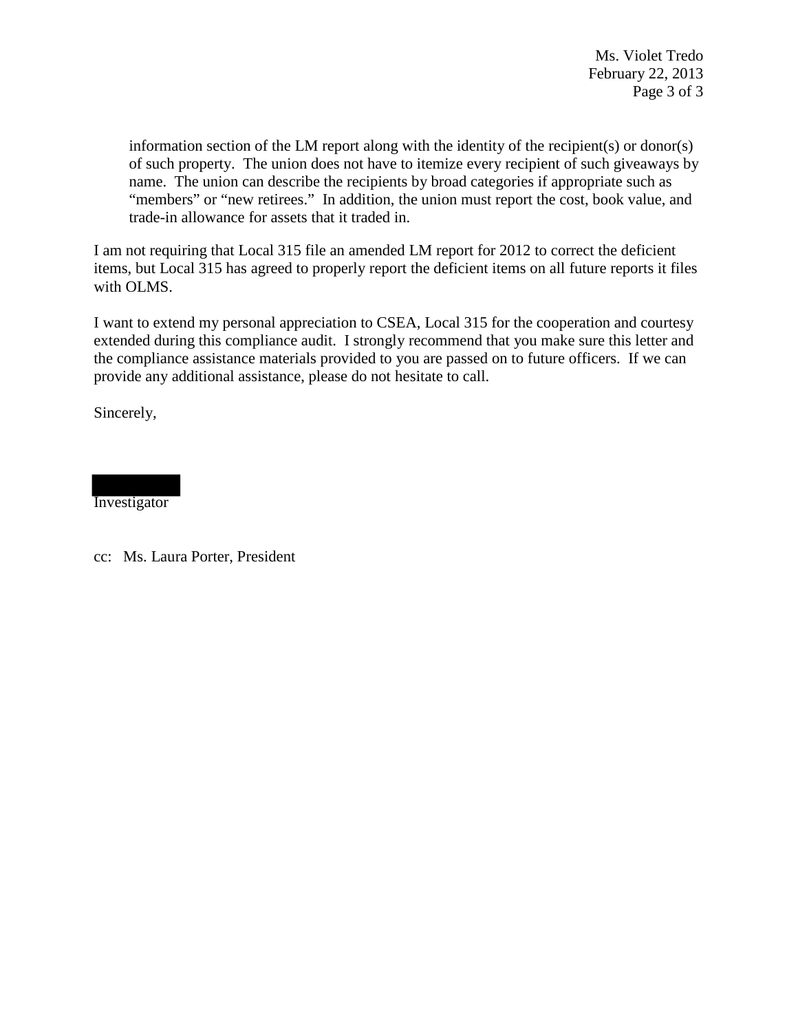information section of the LM report along with the identity of the recipient(s) or donor(s) of such property. The union does not have to itemize every recipient of such giveaways by name. The union can describe the recipients by broad categories if appropriate such as "members" or "new retirees." In addition, the union must report the cost, book value, and trade-in allowance for assets that it traded in.

I am not requiring that Local 315 file an amended LM report for 2012 to correct the deficient items, but Local 315 has agreed to properly report the deficient items on all future reports it files with OLMS.

I want to extend my personal appreciation to CSEA, Local 315 for the cooperation and courtesy extended during this compliance audit. I strongly recommend that you make sure this letter and the compliance assistance materials provided to you are passed on to future officers. If we can provide any additional assistance, please do not hesitate to call.

Sincerely,

Investigator

cc: Ms. Laura Porter, President